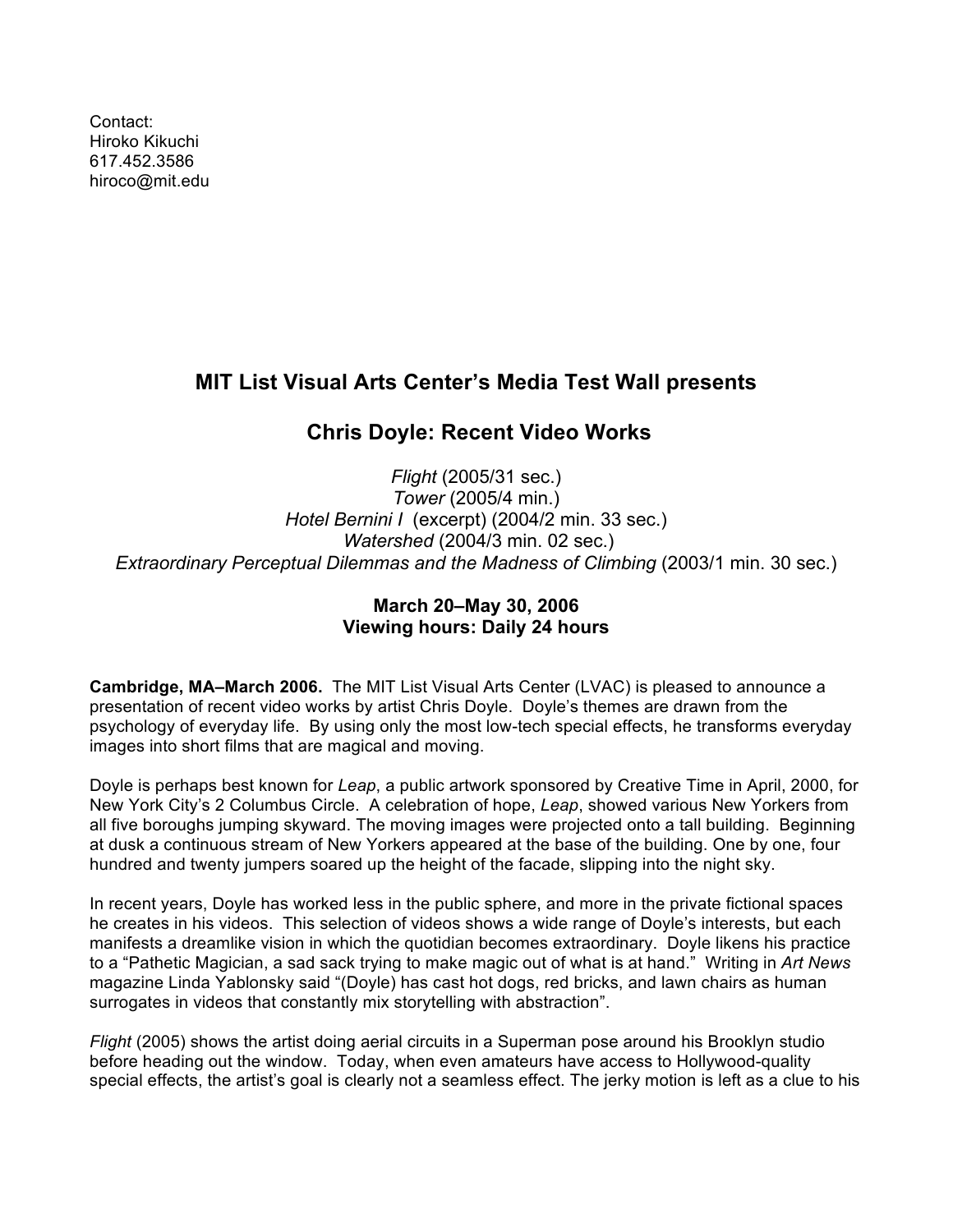Contact:
Hiroko Kikuchi
617.452.3586
hiroco@mit.edu

## MIT List Visual Arts Center's Media Test Wall presents

## Chris Doyle: Recent Video Works

*Flight* (2005/31 sec.)
*Tower* (2005/4 min.)
*Hotel Bernini I* (excerpt) (2004/2 min. 33 sec.)
*Watershed* (2004/3 min. 02 sec.)
*Extraordinary Perceptual Dilemmas and the Madness of Climbing* (2003/1 min. 30 sec.)

**March 20–May 30, 2006**
**Viewing hours: Daily 24 hours**

**Cambridge, MA–March 2006.** The MIT List Visual Arts Center (LVAC) is pleased to announce a presentation of recent video works by artist Chris Doyle. Doyle's themes are drawn from the psychology of everyday life. By using only the most low-tech special effects, he transforms everyday images into short films that are magical and moving.

Doyle is perhaps best known for *Leap*, a public artwork sponsored by Creative Time in April, 2000, for New York City's 2 Columbus Circle. A celebration of hope, *Leap*, showed various New Yorkers from all five boroughs jumping skyward. The moving images were projected onto a tall building. Beginning at dusk a continuous stream of New Yorkers appeared at the base of the building. One by one, four hundred and twenty jumpers soared up the height of the facade, slipping into the night sky.

In recent years, Doyle has worked less in the public sphere, and more in the private fictional spaces he creates in his videos. This selection of videos shows a wide range of Doyle's interests, but each manifests a dreamlike vision in which the quotidian becomes extraordinary. Doyle likens his practice to a "Pathetic Magician, a sad sack trying to make magic out of what is at hand." Writing in *Art News* magazine Linda Yablonsky said "(Doyle) has cast hot dogs, red bricks, and lawn chairs as human surrogates in videos that constantly mix storytelling with abstraction".

*Flight* (2005) shows the artist doing aerial circuits in a Superman pose around his Brooklyn studio before heading out the window. Today, when even amateurs have access to Hollywood-quality special effects, the artist's goal is clearly not a seamless effect. The jerky motion is left as a clue to his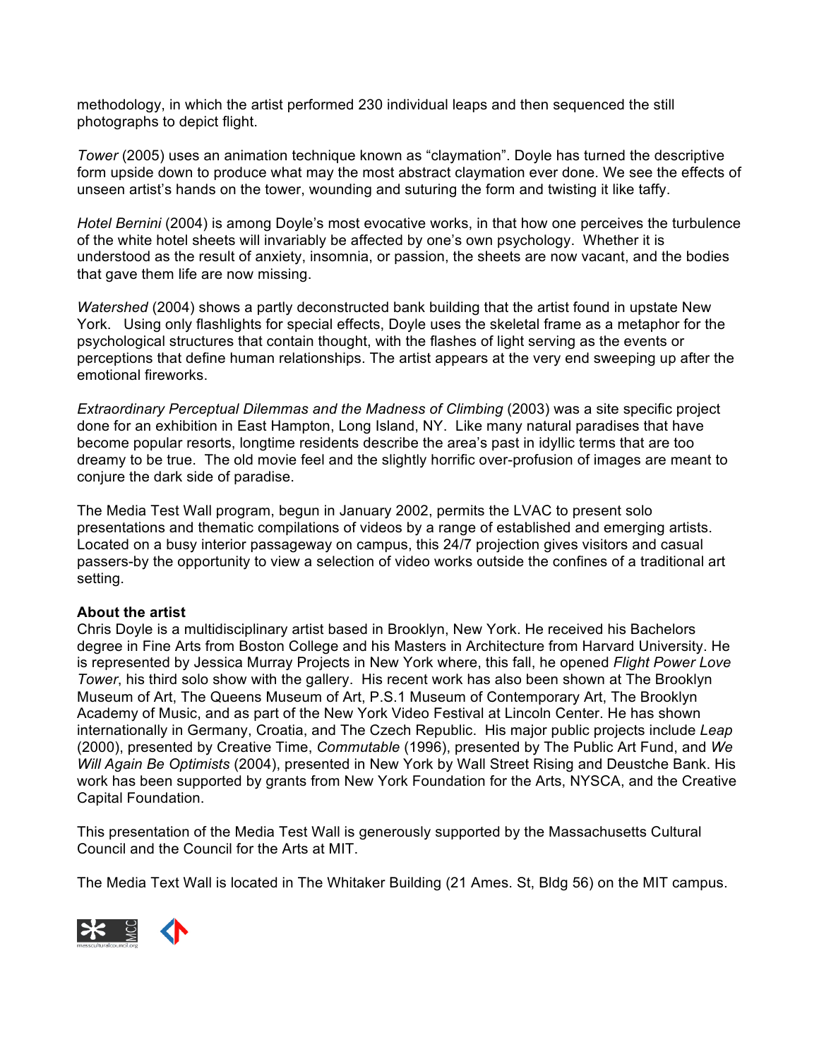methodology, in which the artist performed 230 individual leaps and then sequenced the still photographs to depict flight.

*Tower* (2005) uses an animation technique known as "claymation". Doyle has turned the descriptive form upside down to produce what may the most abstract claymation ever done. We see the effects of unseen artist's hands on the tower, wounding and suturing the form and twisting it like taffy.

*Hotel Bernini* (2004) is among Doyle's most evocative works, in that how one perceives the turbulence of the white hotel sheets will invariably be affected by one's own psychology. Whether it is understood as the result of anxiety, insomnia, or passion, the sheets are now vacant, and the bodies that gave them life are now missing.

*Watershed* (2004) shows a partly deconstructed bank building that the artist found in upstate New York. Using only flashlights for special effects, Doyle uses the skeletal frame as a metaphor for the psychological structures that contain thought, with the flashes of light serving as the events or perceptions that define human relationships. The artist appears at the very end sweeping up after the emotional fireworks.

*Extraordinary Perceptual Dilemmas and the Madness of Climbing* (2003) was a site specific project done for an exhibition in East Hampton, Long Island, NY. Like many natural paradises that have become popular resorts, longtime residents describe the area's past in idyllic terms that are too dreamy to be true. The old movie feel and the slightly horrific over-profusion of images are meant to conjure the dark side of paradise.

The Media Test Wall program, begun in January 2002, permits the LVAC to present solo presentations and thematic compilations of videos by a range of established and emerging artists. Located on a busy interior passageway on campus, this 24/7 projection gives visitors and casual passers-by the opportunity to view a selection of video works outside the confines of a traditional art setting.

**About the artist**

Chris Doyle is a multidisciplinary artist based in Brooklyn, New York. He received his Bachelors degree in Fine Arts from Boston College and his Masters in Architecture from Harvard University. He is represented by Jessica Murray Projects in New York where, this fall, he opened *Flight Power Love Tower*, his third solo show with the gallery. His recent work has also been shown at The Brooklyn Museum of Art, The Queens Museum of Art, P.S.1 Museum of Contemporary Art, The Brooklyn Academy of Music, and as part of the New York Video Festival at Lincoln Center. He has shown internationally in Germany, Croatia, and The Czech Republic. His major public projects include *Leap* (2000), presented by Creative Time, *Commutable* (1996), presented by The Public Art Fund, and *We Will Again Be Optimists* (2004), presented in New York by Wall Street Rising and Deustche Bank. His work has been supported by grants from New York Foundation for the Arts, NYSCA, and the Creative Capital Foundation.

This presentation of the Media Test Wall is generously supported by the Massachusetts Cultural Council and the Council for the Arts at MIT.

The Media Text Wall is located in The Whitaker Building (21 Ames. St, Bldg 56) on the MIT campus.

MCC
massculturalcouncil.org